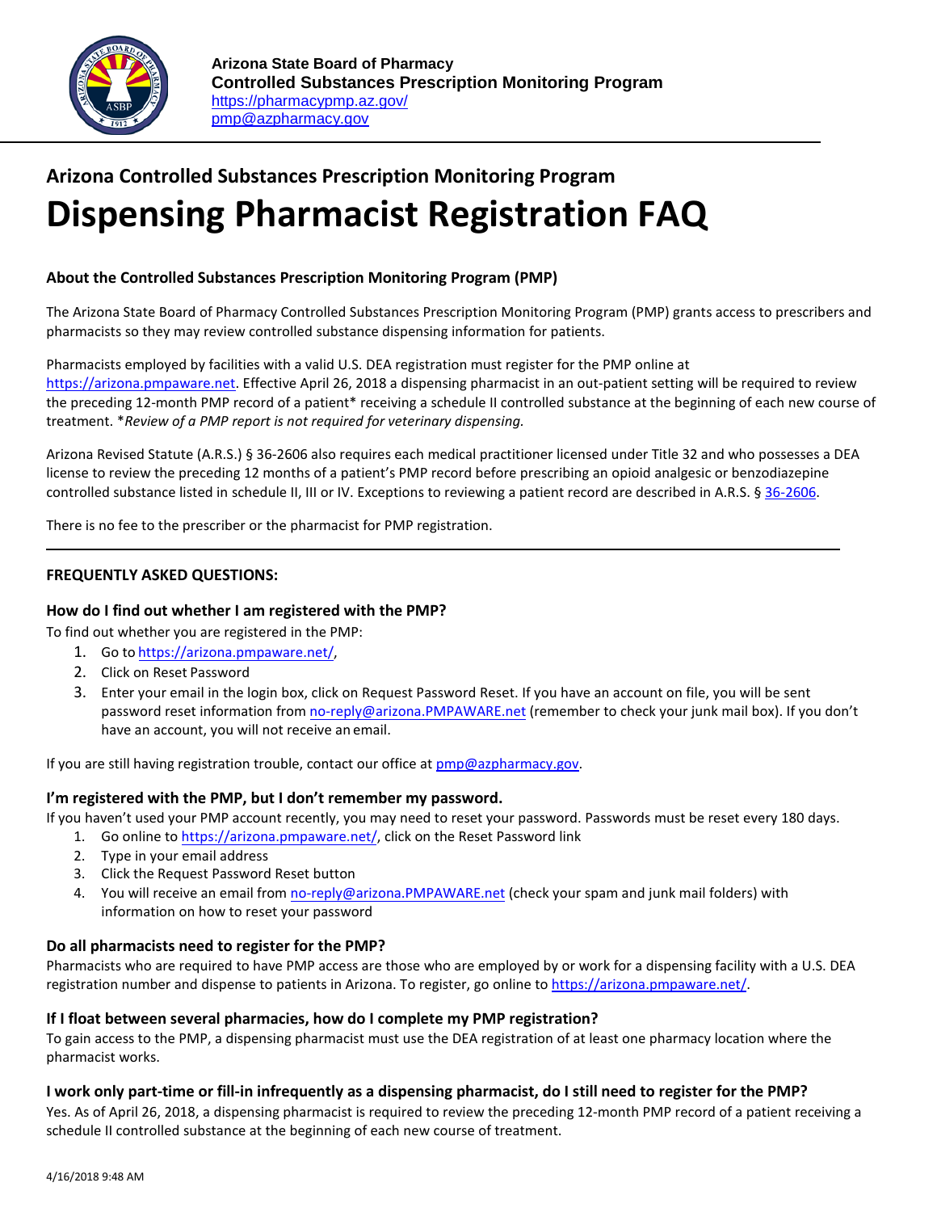**Arizona State Board of Pharmacy**
**Controlled Substances Prescription Monitoring Program**
https://pharmacypmp.az.gov/
pmp@azpharmacy.gov

## Arizona Controlled Substances Prescription Monitoring Program

# Dispensing Pharmacist Registration FAQ

### About the Controlled Substances Prescription Monitoring Program (PMP)

The Arizona State Board of Pharmacy Controlled Substances Prescription Monitoring Program (PMP) grants access to prescribers and pharmacists so they may review controlled substance dispensing information for patients.

Pharmacists employed by facilities with a valid U.S. DEA registration must register for the PMP online at https://arizona.pmpaware.net. Effective April 26, 2018 a dispensing pharmacist in an out-patient setting will be required to review the preceding 12-month PMP record of a patient* receiving a schedule II controlled substance at the beginning of each new course of treatment. **Review of a PMP report is not required for veterinary dispensing.*

Arizona Revised Statute (A.R.S.) § 36-2606 also requires each medical practitioner licensed under Title 32 and who possesses a DEA license to review the preceding 12 months of a patient's PMP record before prescribing an opioid analgesic or benzodiazepine controlled substance listed in schedule II, III or IV. Exceptions to reviewing a patient record are described in A.R.S. § 36-2606.

There is no fee to the prescriber or the pharmacist for PMP registration.

---

### FREQUENTLY ASKED QUESTIONS:

#### How do I find out whether I am registered with the PMP?

To find out whether you are registered in the PMP:

1. Go to https://arizona.pmpaware.net/,
2. Click on Reset Password
3. Enter your email in the login box, click on Request Password Reset. If you have an account on file, you will be sent password reset information from no-reply@arizona.PMPAWARE.net (remember to check your junk mail box). If you don't have an account, you will not receive an email.

If you are still having registration trouble, contact our office at pmp@azpharmacy.gov.

#### I'm registered with the PMP, but I don't remember my password.

If you haven't used your PMP account recently, you may need to reset your password. Passwords must be reset every 180 days.

1. Go online to https://arizona.pmpaware.net/, click on the Reset Password link
2. Type in your email address
3. Click the Request Password Reset button
4. You will receive an email from no-reply@arizona.PMPAWARE.net (check your spam and junk mail folders) with information on how to reset your password

#### Do all pharmacists need to register for the PMP?

Pharmacists who are required to have PMP access are those who are employed by or work for a dispensing facility with a U.S. DEA registration number and dispense to patients in Arizona. To register, go online to https://arizona.pmpaware.net/.

#### If I float between several pharmacies, how do I complete my PMP registration?

To gain access to the PMP, a dispensing pharmacist must use the DEA registration of at least one pharmacy location where the pharmacist works.

#### I work only part-time or fill-in infrequently as a dispensing pharmacist, do I still need to register for the PMP?

Yes. As of April 26, 2018, a dispensing pharmacist is required to review the preceding 12-month PMP record of a patient receiving a schedule II controlled substance at the beginning of each new course of treatment.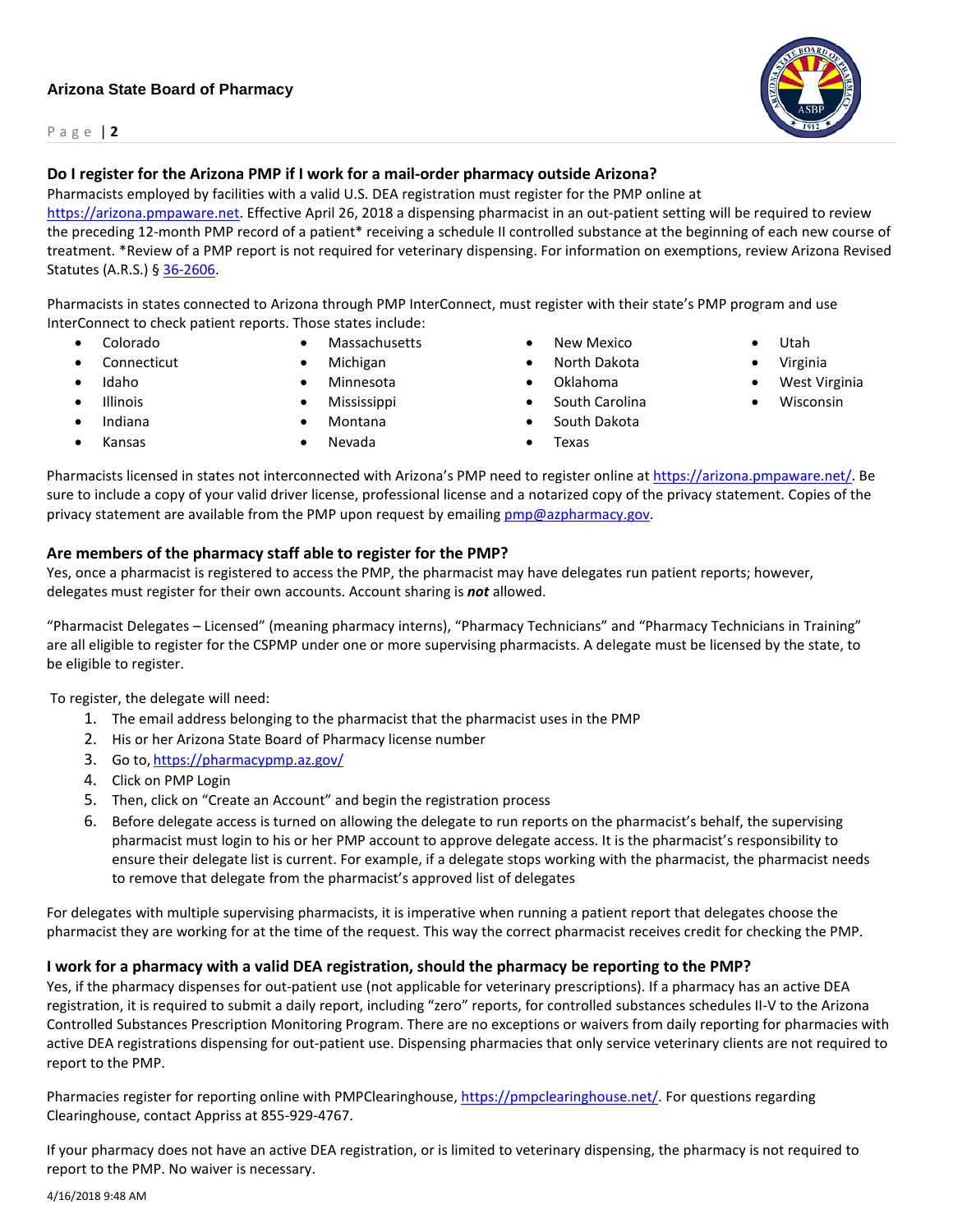## Do I register for the Arizona PMP if I work for a mail-order pharmacy outside Arizona?

Pharmacists employed by facilities with a valid U.S. DEA registration must register for the PMP online at https://arizona.pmpaware.net. Effective April 26, 2018 a dispensing pharmacist in an out-patient setting will be required to review the preceding 12-month PMP record of a patient* receiving a schedule II controlled substance at the beginning of each new course of treatment. *Review of a PMP report is not required for veterinary dispensing. For information on exemptions, review Arizona Revised Statutes (A.R.S.) § 36-2606.

Pharmacists in states connected to Arizona through PMP InterConnect, must register with their state's PMP program and use InterConnect to check patient reports. Those states include:

- Colorado
- Connecticut
- Idaho
- Illinois
- Indiana
- Kansas
- Massachusetts
- Michigan
- Minnesota
- Mississippi
- Montana
- Nevada
- New Mexico
- North Dakota
- Oklahoma
- South Carolina
- South Dakota
- Texas
- Utah
- Virginia
- West Virginia
- Wisconsin

Pharmacists licensed in states not interconnected with Arizona's PMP need to register online at https://arizona.pmpaware.net/. Be sure to include a copy of your valid driver license, professional license and a notarized copy of the privacy statement. Copies of the privacy statement are available from the PMP upon request by emailing pmp@azpharmacy.gov.

## Are members of the pharmacy staff able to register for the PMP?

Yes, once a pharmacist is registered to access the PMP, the pharmacist may have delegates run patient reports; however, delegates must register for their own accounts. Account sharing is ***not*** allowed.

"Pharmacist Delegates – Licensed" (meaning pharmacy interns), "Pharmacy Technicians" and "Pharmacy Technicians in Training" are all eligible to register for the CSPMP under one or more supervising pharmacists. A delegate must be licensed by the state, to be eligible to register.

To register, the delegate will need:

1. The email address belonging to the pharmacist that the pharmacist uses in the PMP
2. His or her Arizona State Board of Pharmacy license number
3. Go to, https://pharmacypmp.az.gov/
4. Click on PMP Login
5. Then, click on "Create an Account" and begin the registration process
6. Before delegate access is turned on allowing the delegate to run reports on the pharmacist's behalf, the supervising pharmacist must login to his or her PMP account to approve delegate access. It is the pharmacist's responsibility to ensure their delegate list is current. For example, if a delegate stops working with the pharmacist, the pharmacist needs to remove that delegate from the pharmacist's approved list of delegates

For delegates with multiple supervising pharmacists, it is imperative when running a patient report that delegates choose the pharmacist they are working for at the time of the request. This way the correct pharmacist receives credit for checking the PMP.

## I work for a pharmacy with a valid DEA registration, should the pharmacy be reporting to the PMP?

Yes, if the pharmacy dispenses for out-patient use (not applicable for veterinary prescriptions). If a pharmacy has an active DEA registration, it is required to submit a daily report, including "zero" reports, for controlled substances schedules II-V to the Arizona Controlled Substances Prescription Monitoring Program. There are no exceptions or waivers from daily reporting for pharmacies with active DEA registrations dispensing for out-patient use. Dispensing pharmacies that only service veterinary clients are not required to report to the PMP.

Pharmacies register for reporting online with PMPClearinghouse, https://pmpclearinghouse.net/. For questions regarding Clearinghouse, contact Appriss at 855-929-4767.

If your pharmacy does not have an active DEA registration, or is limited to veterinary dispensing, the pharmacy is not required to report to the PMP. No waiver is necessary.

4/16/2018 9:48 AM